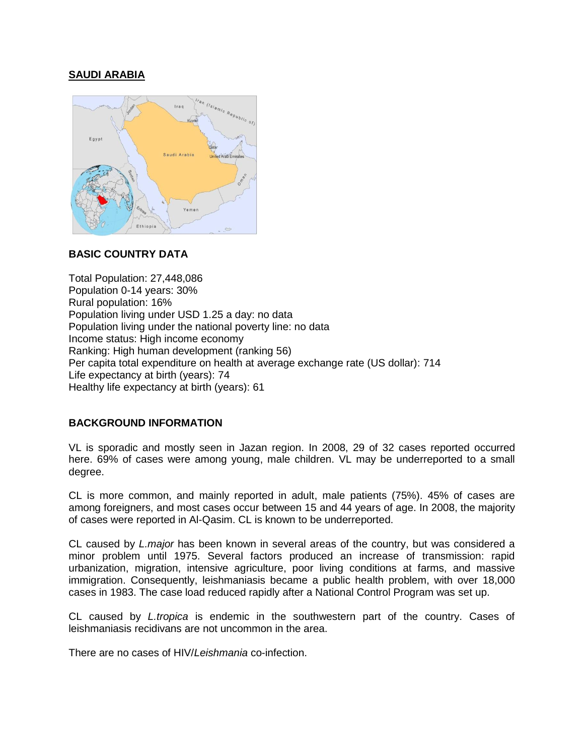## SAUDI ARABIA

### BASIC COUNTRY DATA

Total Population: 27,448,086
Population 0-14 years: 30%
Rural population: 16%
Population living under USD 1.25 a day: no data
Population living under the national poverty line: no data
Income status: High income economy
Ranking: High human development (ranking 56)
Per capita total expenditure on health at average exchange rate (US dollar): 714
Life expectancy at birth (years): 74
Healthy life expectancy at birth (years): 61

### BACKGROUND INFORMATION

VL is sporadic and mostly seen in Jazan region. In 2008, 29 of 32 cases reported occurred here. 69% of cases were among young, male children. VL may be underreported to a small degree.

CL is more common, and mainly reported in adult, male patients (75%). 45% of cases are among foreigners, and most cases occur between 15 and 44 years of age. In 2008, the majority of cases were reported in Al-Qasim. CL is known to be underreported.

CL caused by *L.major* has been known in several areas of the country, but was considered a minor problem until 1975. Several factors produced an increase of transmission: rapid urbanization, migration, intensive agriculture, poor living conditions at farms, and massive immigration. Consequently, leishmaniasis became a public health problem, with over 18,000 cases in 1983. The case load reduced rapidly after a National Control Program was set up.

CL caused by *L.tropica* is endemic in the southwestern part of the country. Cases of leishmaniasis recidivans are not uncommon in the area.

There are no cases of HIV/*Leishmania* co-infection.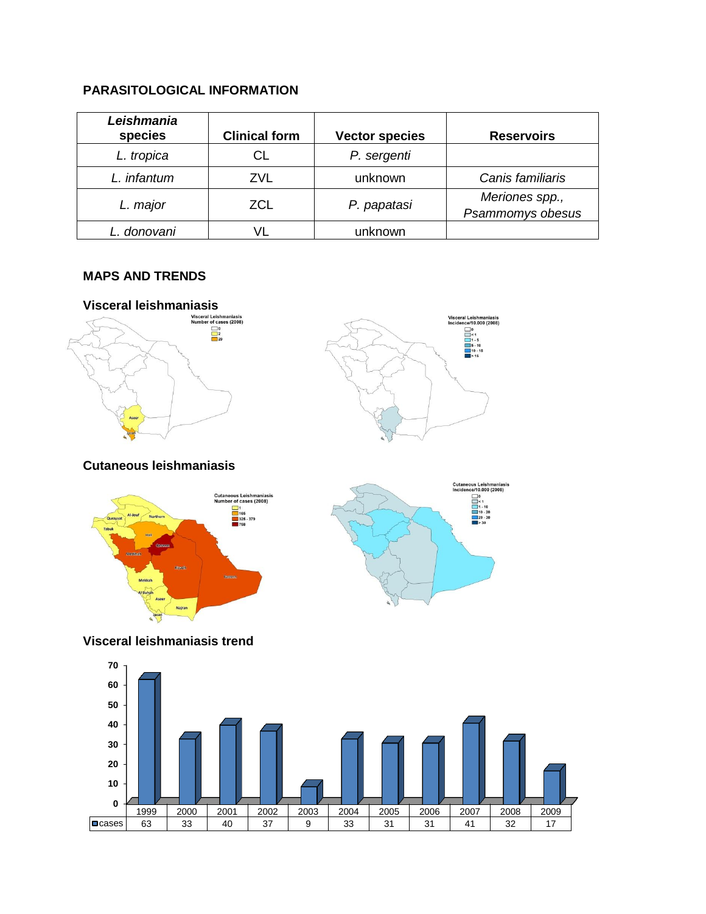## PARASITOLOGICAL INFORMATION

| *Leishmania* species | Clinical form | Vector species | Reservoirs |
|---|---|---|---|
| *L. tropica* | CL | *P. sergenti* | |
| *L. infantum* | ZVL | unknown | *Canis familiaris* |
| *L. major* | ZCL | *P. papatasi* | *Meriones spp., Psammomys obesus* |
| *L. donovani* | VL | unknown | |

## MAPS AND TRENDS

### Visceral leishmaniasis

### Cutaneous leishmaniasis

### Visceral leishmaniasis trend

| | 1999 | 2000 | 2001 | 2002 | 2003 | 2004 | 2005 | 2006 | 2007 | 2008 | 2009 |
|---|---|---|---|---|---|---|---|---|---|---|---|
| cases | 63 | 33 | 40 | 37 | 9 | 33 | 31 | 31 | 41 | 32 | 17 |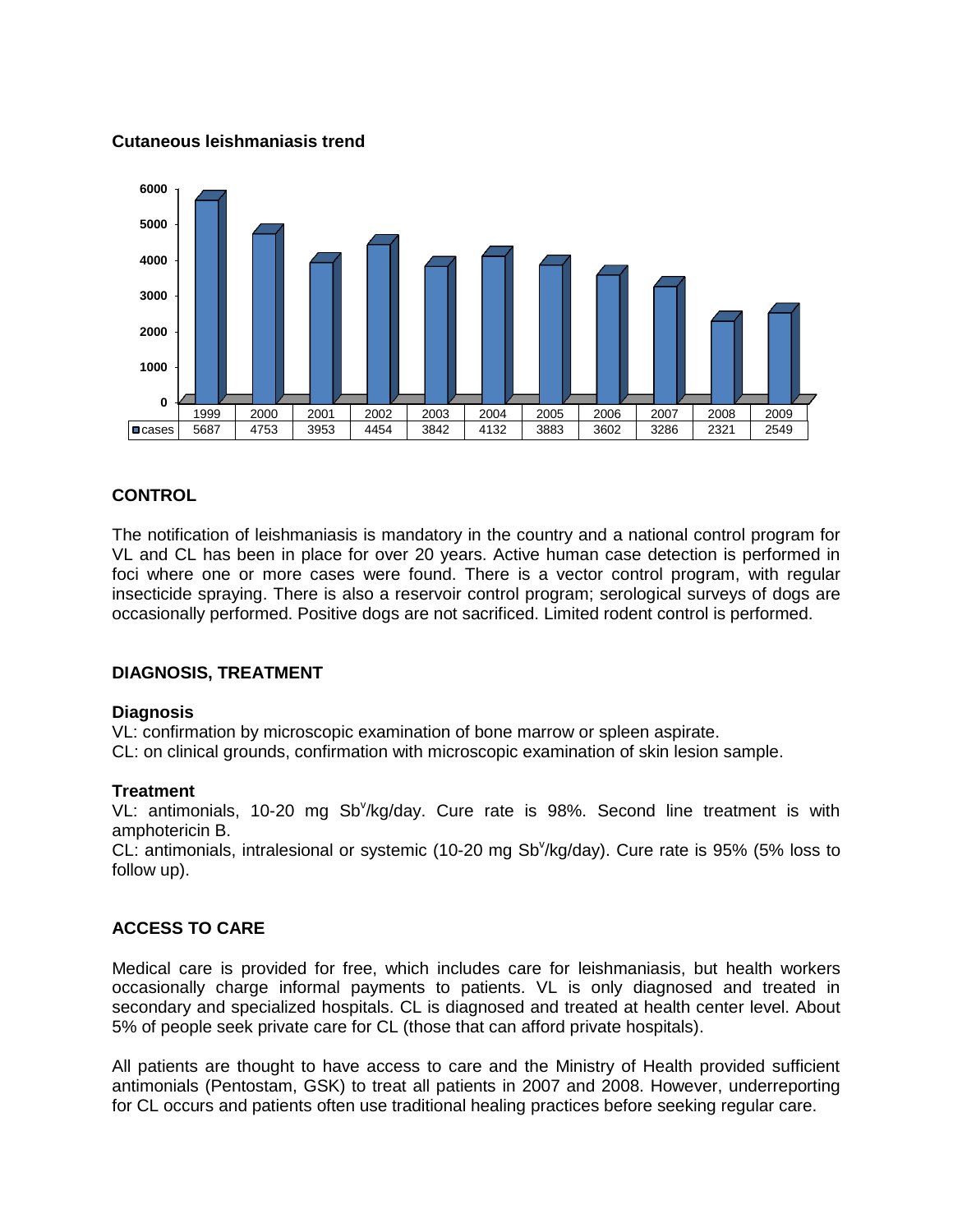**Cutaneous leishmaniasis trend**

| | 1999 | 2000 | 2001 | 2002 | 2003 | 2004 | 2005 | 2006 | 2007 | 2008 | 2009 |
|---|---|---|---|---|---|---|---|---|---|---|---|
| cases | 5687 | 4753 | 3953 | 4454 | 3842 | 4132 | 3883 | 3602 | 3286 | 2321 | 2549 |

## CONTROL

The notification of leishmaniasis is mandatory in the country and a national control program for VL and CL has been in place for over 20 years. Active human case detection is performed in foci where one or more cases were found. There is a vector control program, with regular insecticide spraying. There is also a reservoir control program; serological surveys of dogs are occasionally performed. Positive dogs are not sacrificed. Limited rodent control is performed.

## DIAGNOSIS, TREATMENT

### Diagnosis

VL: confirmation by microscopic examination of bone marrow or spleen aspirate.
CL: on clinical grounds, confirmation with microscopic examination of skin lesion sample.

### Treatment

VL: antimonials, 10-20 mg $Sb^v$/kg/day. Cure rate is 98%. Second line treatment is with amphotericin B.
CL: antimonials, intralesional or systemic (10-20 mg $Sb^v$/kg/day). Cure rate is 95% (5% loss to follow up).

## ACCESS TO CARE

Medical care is provided for free, which includes care for leishmaniasis, but health workers occasionally charge informal payments to patients. VL is only diagnosed and treated in secondary and specialized hospitals. CL is diagnosed and treated at health center level. About 5% of people seek private care for CL (those that can afford private hospitals).

All patients are thought to have access to care and the Ministry of Health provided sufficient antimonials (Pentostam, GSK) to treat all patients in 2007 and 2008. However, underreporting for CL occurs and patients often use traditional healing practices before seeking regular care.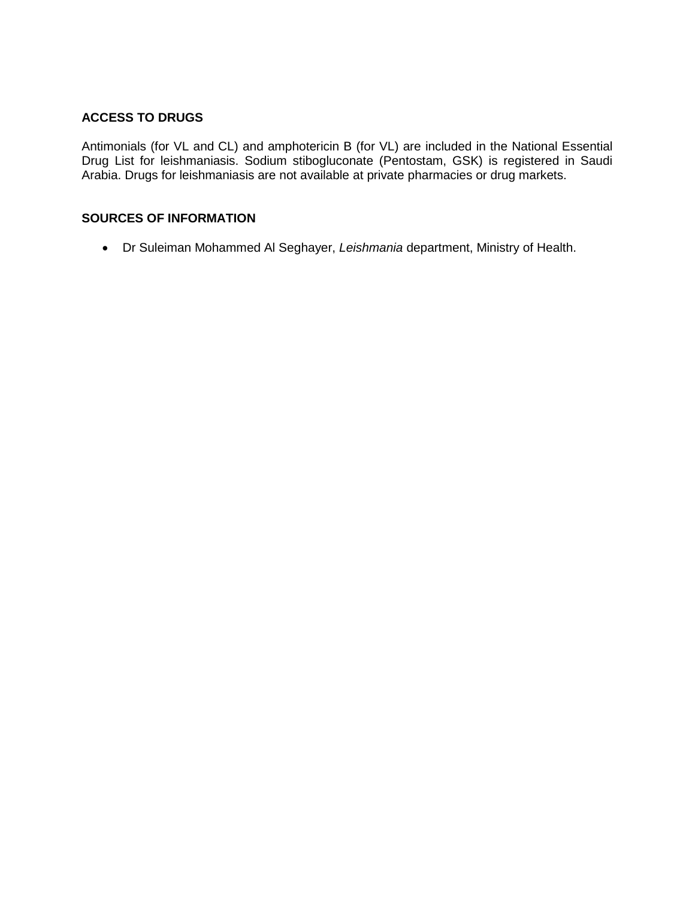## ACCESS TO DRUGS

Antimonials (for VL and CL) and amphotericin B (for VL) are included in the National Essential Drug List for leishmaniasis. Sodium stibogluconate (Pentostam, GSK) is registered in Saudi Arabia. Drugs for leishmaniasis are not available at private pharmacies or drug markets.

## SOURCES OF INFORMATION

- Dr Suleiman Mohammed Al Seghayer, *Leishmania* department, Ministry of Health.